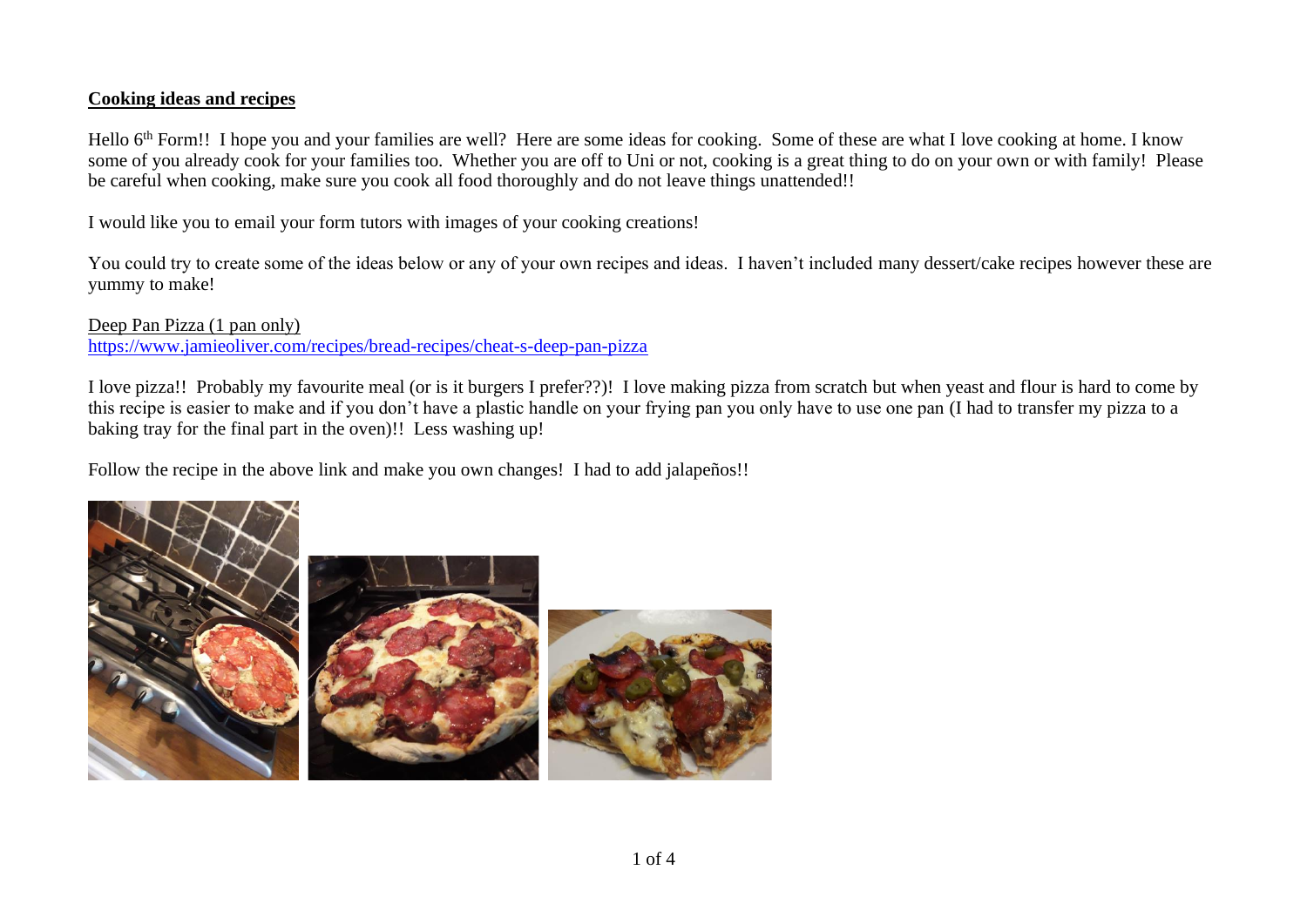**Cooking ideas and recipes**

Hello 6th Form!! I hope you and your families are well? Here are some ideas for cooking. Some of these are what I love cooking at home. I know some of you already cook for your families too. Whether you are off to Uni or not, cooking is a great thing to do on your own or with family! Please be careful when cooking, make sure you cook all food thoroughly and do not leave things unattended!!

I would like you to email your form tutors with images of your cooking creations!

You could try to create some of the ideas below or any of your own recipes and ideas. I haven't included many dessert/cake recipes however these are yummy to make!

Deep Pan Pizza (1 pan only)
https://www.jamieoliver.com/recipes/bread-recipes/cheat-s-deep-pan-pizza

I love pizza!! Probably my favourite meal (or is it burgers I prefer??)! I love making pizza from scratch but when yeast and flour is hard to come by this recipe is easier to make and if you don't have a plastic handle on your frying pan you only have to use one pan (I had to transfer my pizza to a baking tray for the final part in the oven)!! Less washing up!

Follow the recipe in the above link and make you own changes! I had to add jalapeños!!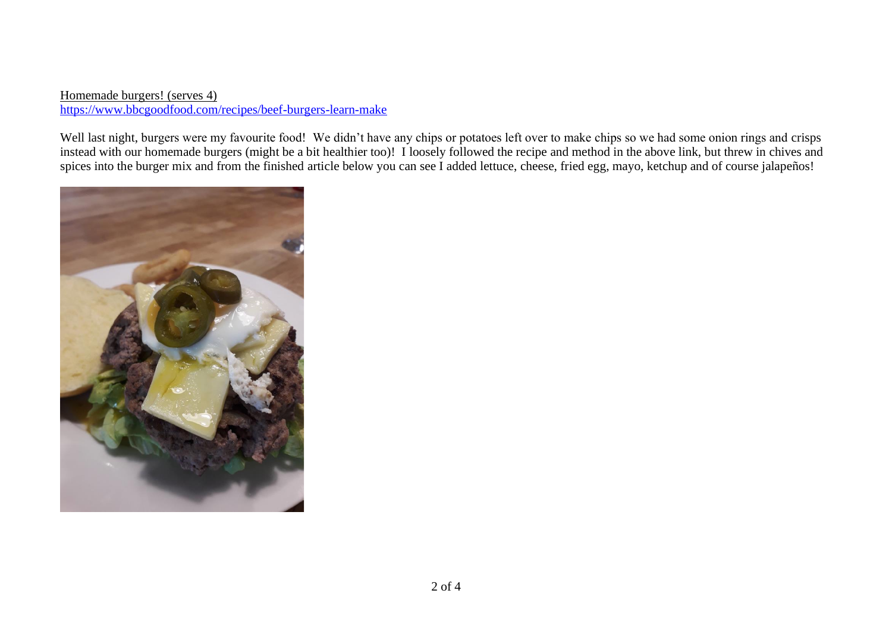Homemade burgers! (serves 4)
https://www.bbcgoodfood.com/recipes/beef-burgers-learn-make

Well last night, burgers were my favourite food!  We didn't have any chips or potatoes left over to make chips so we had some onion rings and crisps instead with our homemade burgers (might be a bit healthier too)!  I loosely followed the recipe and method in the above link, but threw in chives and spices into the burger mix and from the finished article below you can see I added lettuce, cheese, fried egg, mayo, ketchup and of course jalapeños!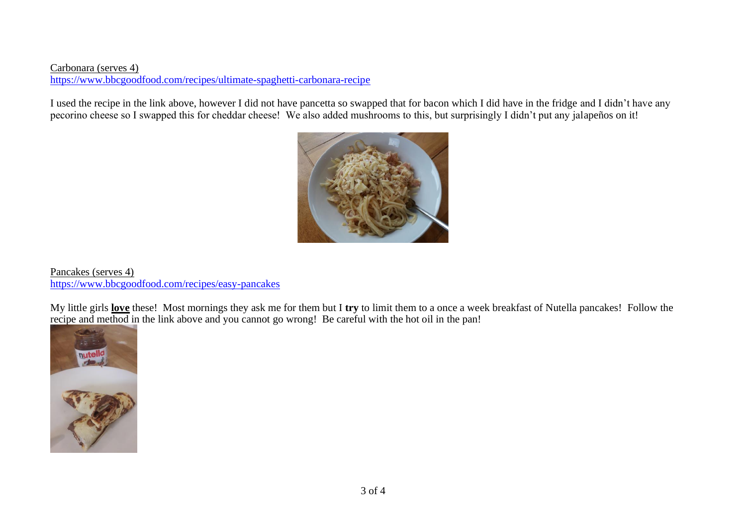Carbonara (serves 4)
https://www.bbcgoodfood.com/recipes/ultimate-spaghetti-carbonara-recipe

I used the recipe in the link above, however I did not have pancetta so swapped that for bacon which I did have in the fridge and I didn't have any pecorino cheese so I swapped this for cheddar cheese! We also added mushrooms to this, but surprisingly I didn't put any jalapeños on it!

Pancakes (serves 4)
https://www.bbcgoodfood.com/recipes/easy-pancakes

My little girls **love** these! Most mornings they ask me for them but I **try** to limit them to a once a week breakfast of Nutella pancakes! Follow the recipe and method in the link above and you cannot go wrong! Be careful with the hot oil in the pan!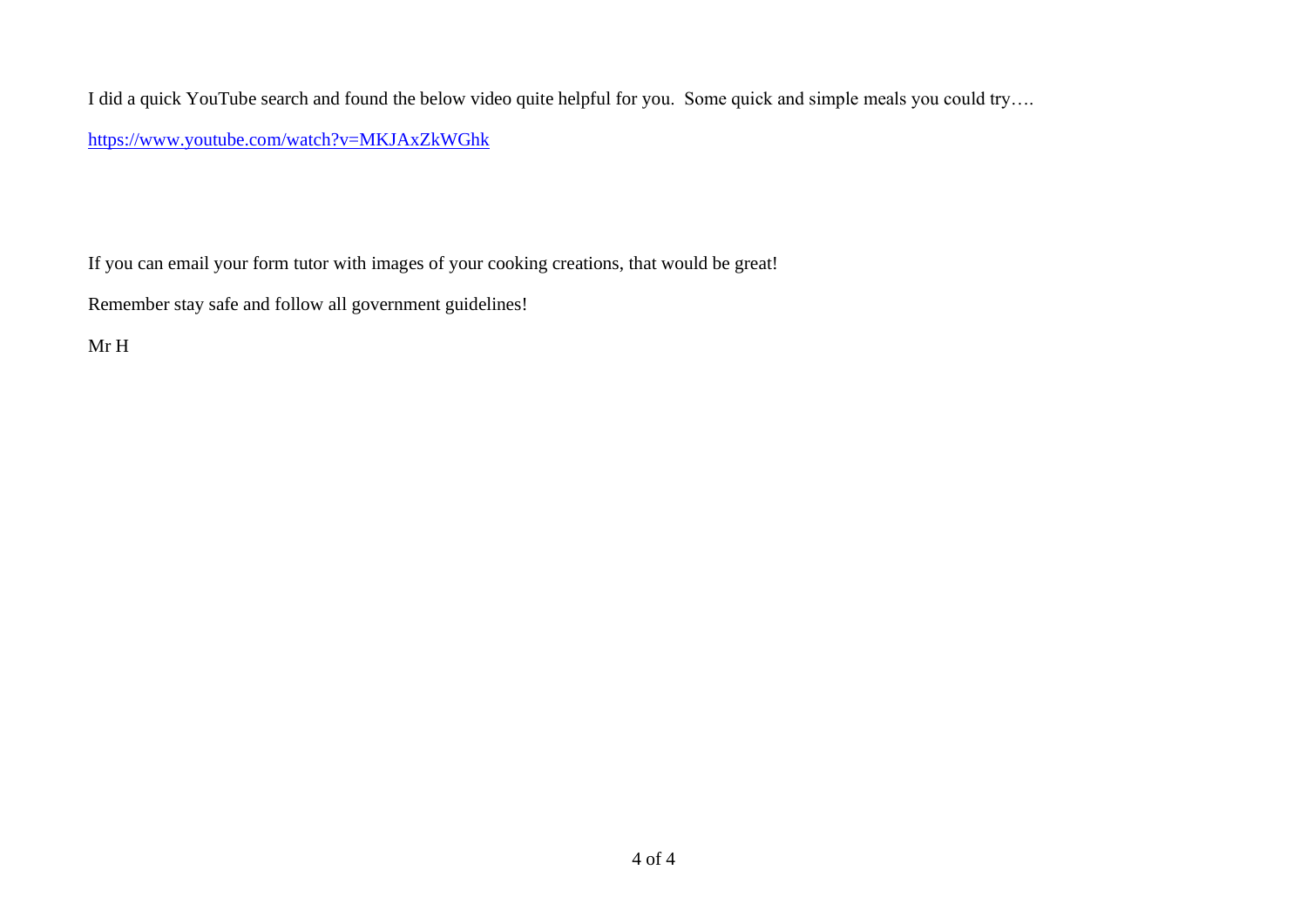I did a quick YouTube search and found the below video quite helpful for you. Some quick and simple meals you could try….

https://www.youtube.com/watch?v=MKJAxZkWGhk

If you can email your form tutor with images of your cooking creations, that would be great!

Remember stay safe and follow all government guidelines!

Mr H